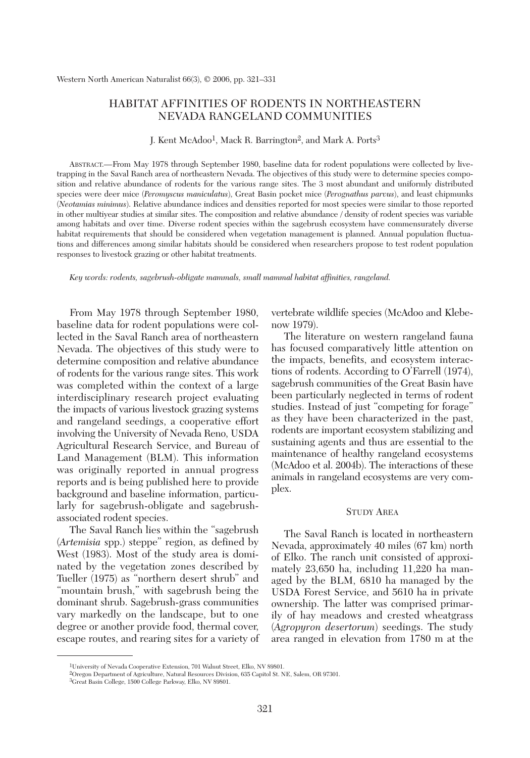# HABITAT AFFINITIES OF RODENTS IN NORTHEASTERN NEVADA RANGELAND COMMUNITIES

J. Kent McAdoo[1], Mack R. Barrington[2], and Mark A. Ports[3]

ABSTRACT.—From May 1978 through September 1980, baseline data for rodent populations were collected by live-trapping in the Saval Ranch area of northeastern Nevada. The objectives of this study were to determine species composition and relative abundance of rodents for the various range sites. The 3 most abundant and uniformly distributed species were deer mice (*Peromyscus maniculatus*), Great Basin pocket mice (*Perognathus parvus*), and least chipmunks (*Neotamias minimus*). Relative abundance indices and densities reported for most species were similar to those reported in other multiyear studies at similar sites. The composition and relative abundance / density of rodent species was variable among habitats and over time. Diverse rodent species within the sagebrush ecosystem have commensurately diverse habitat requirements that should be considered when vegetation management is planned. Annual population fluctuations and differences among similar habitats should be considered when researchers propose to test rodent population responses to livestock grazing or other habitat treatments.

*Key words: rodents, sagebrush-obligate mammals, small mammal habitat affinities, rangeland.*

From May 1978 through September 1980, baseline data for rodent populations were collected in the Saval Ranch area of northeastern Nevada. The objectives of this study were to determine composition and relative abundance of rodents for the various range sites. This work was completed within the context of a large interdisciplinary research project evaluating the impacts of various livestock grazing systems and rangeland seedings, a cooperative effort involving the University of Nevada Reno, USDA Agricultural Research Service, and Bureau of Land Management (BLM). This information was originally reported in annual progress reports and is being published here to provide background and baseline information, particularly for sagebrush-obligate and sagebrush-associated rodent species.

The Saval Ranch lies within the "sagebrush (*Artemisia* spp.) steppe" region, as defined by West (1983). Most of the study area is dominated by the vegetation zones described by Tueller (1975) as "northern desert shrub" and "mountain brush," with sagebrush being the dominant shrub. Sagebrush-grass communities vary markedly on the landscape, but to one degree or another provide food, thermal cover, escape routes, and rearing sites for a variety of vertebrate wildlife species (McAdoo and Klebenow 1979).

The literature on western rangeland fauna has focused comparatively little attention on the impacts, benefits, and ecosystem interactions of rodents. According to O'Farrell (1974), sagebrush communities of the Great Basin have been particularly neglected in terms of rodent studies. Instead of just "competing for forage" as they have been characterized in the past, rodents are important ecosystem stabilizing and sustaining agents and thus are essential to the maintenance of healthy rangeland ecosystems (McAdoo et al. 2004b). The interactions of these animals in rangeland ecosystems are very complex.

## STUDY AREA

The Saval Ranch is located in northeastern Nevada, approximately 40 miles (67 km) north of Elko. The ranch unit consisted of approximately 23,650 ha, including 11,220 ha managed by the BLM, 6810 ha managed by the USDA Forest Service, and 5610 ha in private ownership. The latter was comprised primarily of hay meadows and crested wheatgrass (*Agropyron desertorum*) seedings. The study area ranged in elevation from 1780 m at the

---

[1]University of Nevada Cooperative Extension, 701 Walnut Street, Elko, NV 89801.
[2]Oregon Department of Agriculture, Natural Resources Division, 635 Capitol St. NE, Salem, OR 97301.
[3]Great Basin College, 1500 College Parkway, Elko, NV 89801.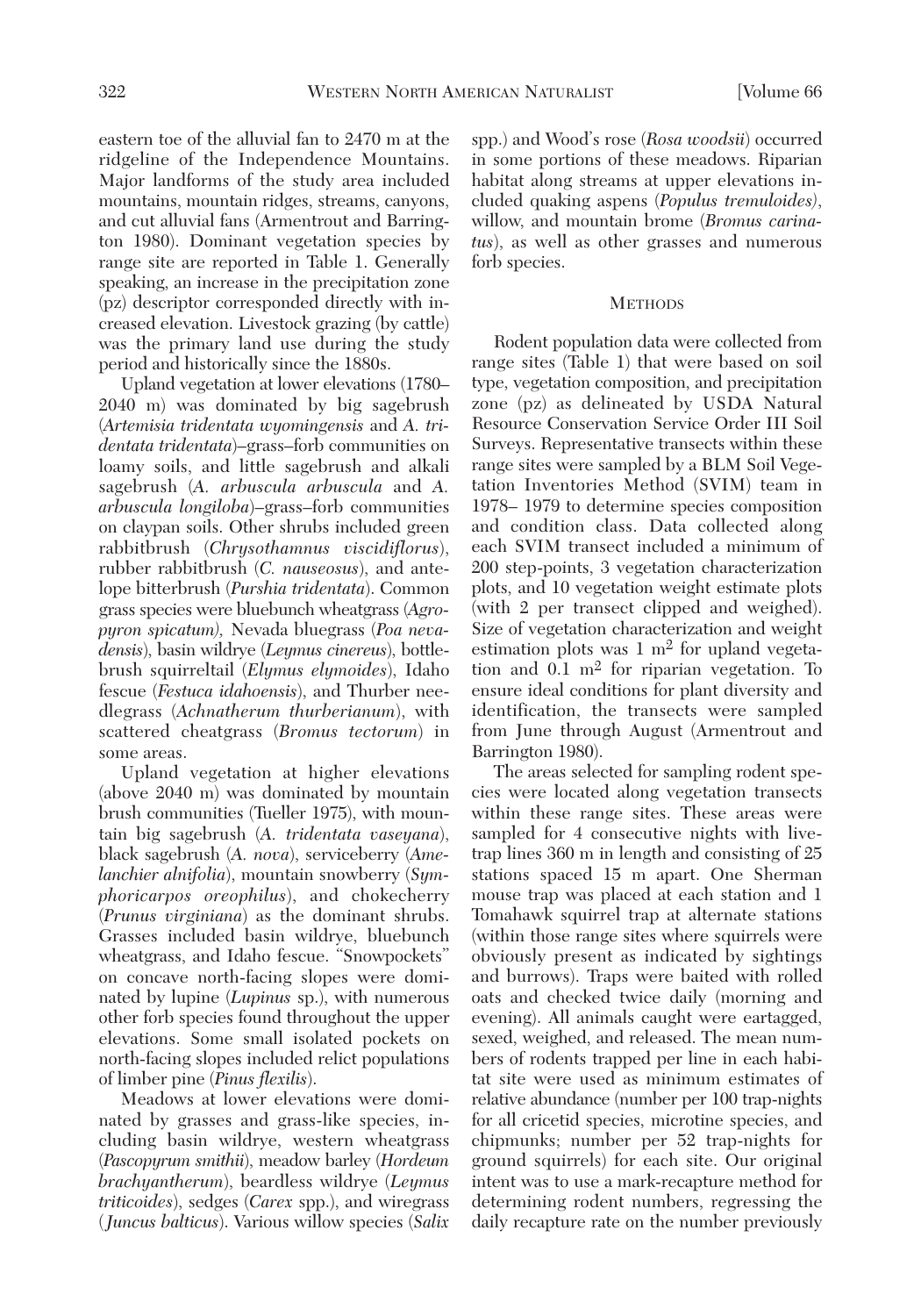eastern toe of the alluvial fan to 2470 m at the ridgeline of the Independence Mountains. Major landforms of the study area included mountains, mountain ridges, streams, canyons, and cut alluvial fans (Armentrout and Barrington 1980). Dominant vegetation species by range site are reported in Table 1. Generally speaking, an increase in the precipitation zone (pz) descriptor corresponded directly with increased elevation. Livestock grazing (by cattle) was the primary land use during the study period and historically since the 1880s.

Upland vegetation at lower elevations (1780–2040 m) was dominated by big sagebrush (*Artemisia tridentata wyomingensis* and *A. tridentata tridentata*)–grass–forb communities on loamy soils, and little sagebrush and alkali sagebrush (*A. arbuscula arbuscula* and *A. arbuscula longiloba*)–grass–forb communities on claypan soils. Other shrubs included green rabbitbrush (*Chrysothamnus viscidiflorus*), rubber rabbitbrush (*C. nauseosus*), and antelope bitterbrush (*Purshia tridentata*). Common grass species were bluebunch wheatgrass (*Agropyron spicatum*), Nevada bluegrass (*Poa nevadensis*), basin wildrye (*Leymus cinereus*), bottlebrush squirreltail (*Elymus elymoides*), Idaho fescue (*Festuca idahoensis*), and Thurber needlegrass (*Achnatherum thurberianum*), with scattered cheatgrass (*Bromus tectorum*) in some areas.

Upland vegetation at higher elevations (above 2040 m) was dominated by mountain brush communities (Tueller 1975), with mountain big sagebrush (*A. tridentata vaseyana*), black sagebrush (*A. nova*), serviceberry (*Amelanchier alnifolia*), mountain snowberry (*Symphoricarpos oreophilus*), and chokecherry (*Prunus virginiana*) as the dominant shrubs. Grasses included basin wildrye, bluebunch wheatgrass, and Idaho fescue. "Snowpockets" on concave north-facing slopes were dominated by lupine (*Lupinus* sp.), with numerous other forb species found throughout the upper elevations. Some small isolated pockets on north-facing slopes included relict populations of limber pine (*Pinus flexilis*).

Meadows at lower elevations were dominated by grasses and grass-like species, including basin wildrye, western wheatgrass (*Pascopyrum smithii*), meadow barley (*Hordeum brachyantherum*), beardless wildrye (*Leymus triticoides*), sedges (*Carex* spp.), and wiregrass (*Juncus balticus*). Various willow species (*Salix* spp.) and Wood's rose (*Rosa woodsii*) occurred in some portions of these meadows. Riparian habitat along streams at upper elevations included quaking aspens (*Populus tremuloides*), willow, and mountain brome (*Bromus carinatus*), as well as other grasses and numerous forb species.

## Methods

Rodent population data were collected from range sites (Table 1) that were based on soil type, vegetation composition, and precipitation zone (pz) as delineated by USDA Natural Resource Conservation Service Order III Soil Surveys. Representative transects within these range sites were sampled by a BLM Soil Vegetation Inventories Method (SVIM) team in 1978– 1979 to determine species composition and condition class. Data collected along each SVIM transect included a minimum of 200 step-points, 3 vegetation characterization plots, and 10 vegetation weight estimate plots (with 2 per transect clipped and weighed). Size of vegetation characterization and weight estimation plots was 1 $m^2$ for upland vegetation and 0.1 $m^2$ for riparian vegetation. To ensure ideal conditions for plant diversity and identification, the transects were sampled from June through August (Armentrout and Barrington 1980).

The areas selected for sampling rodent species were located along vegetation transects within these range sites. These areas were sampled for 4 consecutive nights with live-trap lines 360 m in length and consisting of 25 stations spaced 15 m apart. One Sherman mouse trap was placed at each station and 1 Tomahawk squirrel trap at alternate stations (within those range sites where squirrels were obviously present as indicated by sightings and burrows). Traps were baited with rolled oats and checked twice daily (morning and evening). All animals caught were eartagged, sexed, weighed, and released. The mean numbers of rodents trapped per line in each habitat site were used as minimum estimates of relative abundance (number per 100 trap-nights for all cricetid species, microtine species, and chipmunks; number per 52 trap-nights for ground squirrels) for each site. Our original intent was to use a mark-recapture method for determining rodent numbers, regressing the daily recapture rate on the number previously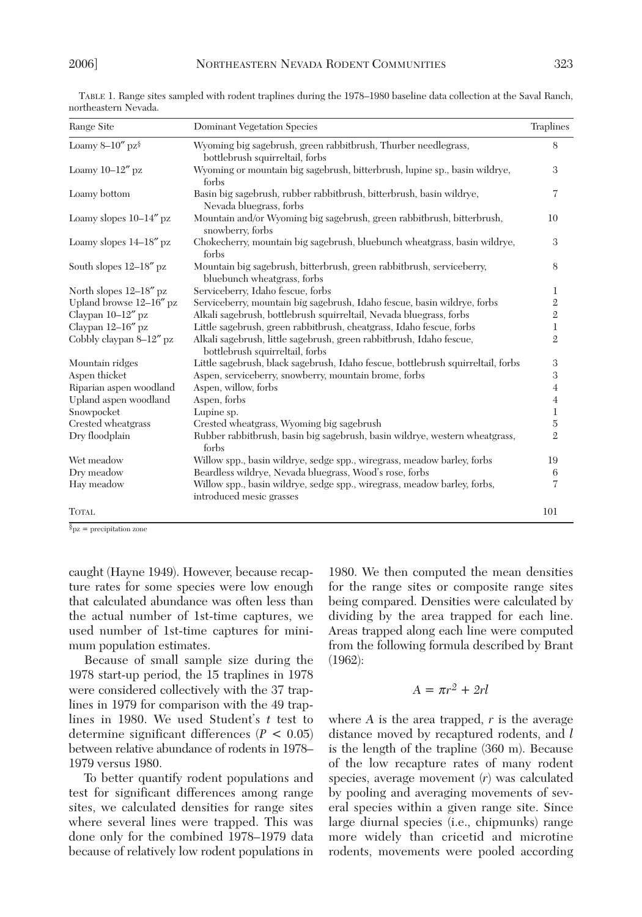TABLE 1. Range sites sampled with rodent traplines during the 1978–1980 baseline data collection at the Saval Ranch, northeastern Nevada.

| Range Site | Dominant Vegetation Species | Traplines |
|---|---|---|
| Loamy 8–10″ pz[§] | Wyoming big sagebrush, green rabbitbrush, Thurber needlegrass, bottlebrush squirreltail, forbs | 8 |
| Loamy 10–12″ pz | Wyoming or mountain big sagebrush, bitterbrush, lupine sp., basin wildrye, forbs | 3 |
| Loamy bottom | Basin big sagebrush, rubber rabbitbrush, bitterbrush, basin wildrye, Nevada bluegrass, forbs | 7 |
| Loamy slopes 10–14″ pz | Mountain and/or Wyoming big sagebrush, green rabbitbrush, bitterbrush, snowberry, forbs | 10 |
| Loamy slopes 14–18″ pz | Chokecherry, mountain big sagebrush, bluebunch wheatgrass, basin wildrye, forbs | 3 |
| South slopes 12–18″ pz | Mountain big sagebrush, bitterbrush, green rabbitbrush, serviceberry, bluebunch wheatgrass, forbs | 8 |
| North slopes 12–18″ pz | Serviceberry, Idaho fescue, forbs | 1 |
| Upland browse 12–16″ pz | Serviceberry, mountain big sagebrush, Idaho fescue, basin wildrye, forbs | 2 |
| Claypan 10–12″ pz | Alkali sagebrush, bottlebrush squirreltail, Nevada bluegrass, forbs | 2 |
| Claypan 12–16″ pz | Little sagebrush, green rabbitbrush, cheatgrass, Idaho fescue, forbs | 1 |
| Cobbly claypan 8–12″ pz | Alkali sagebrush, little sagebrush, green rabbitbrush, Idaho fescue, bottlebrush squirreltail, forbs | 2 |
| Mountain ridges | Little sagebrush, black sagebrush, Idaho fescue, bottlebrush squirreltail, forbs | 3 |
| Aspen thicket | Aspen, serviceberry, snowberry, mountain brome, forbs | 3 |
| Riparian aspen woodland | Aspen, willow, forbs | 4 |
| Upland aspen woodland | Aspen, forbs | 4 |
| Snowpocket | Lupine sp. | 1 |
| Crested wheatgrass | Crested wheatgrass, Wyoming big sagebrush | 5 |
| Dry floodplain | Rubber rabbitbrush, basin big sagebrush, basin wildrye, western wheatgrass, forbs | 2 |
| Wet meadow | Willow spp., basin wildrye, sedge spp., wiregrass, meadow barley, forbs | 19 |
| Dry meadow | Beardless wildrye, Nevada bluegrass, Wood's rose, forbs | 6 |
| Hay meadow | Willow spp., basin wildrye, sedge spp., wiregrass, meadow barley, forbs, introduced mesic grasses | 7 |
| TOTAL | | 101 |

[§]pz = precipitation zone

caught (Hayne 1949). However, because recapture rates for some species were low enough that calculated abundance was often less than the actual number of 1st-time captures, we used number of 1st-time captures for minimum population estimates.

Because of small sample size during the 1978 start-up period, the 15 traplines in 1978 were considered collectively with the 37 traplines in 1979 for comparison with the 49 traplines in 1980. We used Student's *t* test to determine significant differences ($P < 0.05$) between relative abundance of rodents in 1978–1979 versus 1980.

To better quantify rodent populations and test for significant differences among range sites, we calculated densities for range sites where several lines were trapped. This was done only for the combined 1978–1979 data because of relatively low rodent populations in 1980. We then computed the mean densities for the range sites or composite range sites being compared. Densities were calculated by dividing by the area trapped for each line. Areas trapped along each line were computed from the following formula described by Brant (1962):

$$A = \pi r^2 + 2rl$$

where $A$ is the area trapped, $r$ is the average distance moved by recaptured rodents, and $l$ is the length of the trapline (360 m). Because of the low recapture rates of many rodent species, average movement ($r$) was calculated by pooling and averaging movements of several species within a given range site. Since large diurnal species (i.e., chipmunks) range more widely than cricetid and microtine rodents, movements were pooled according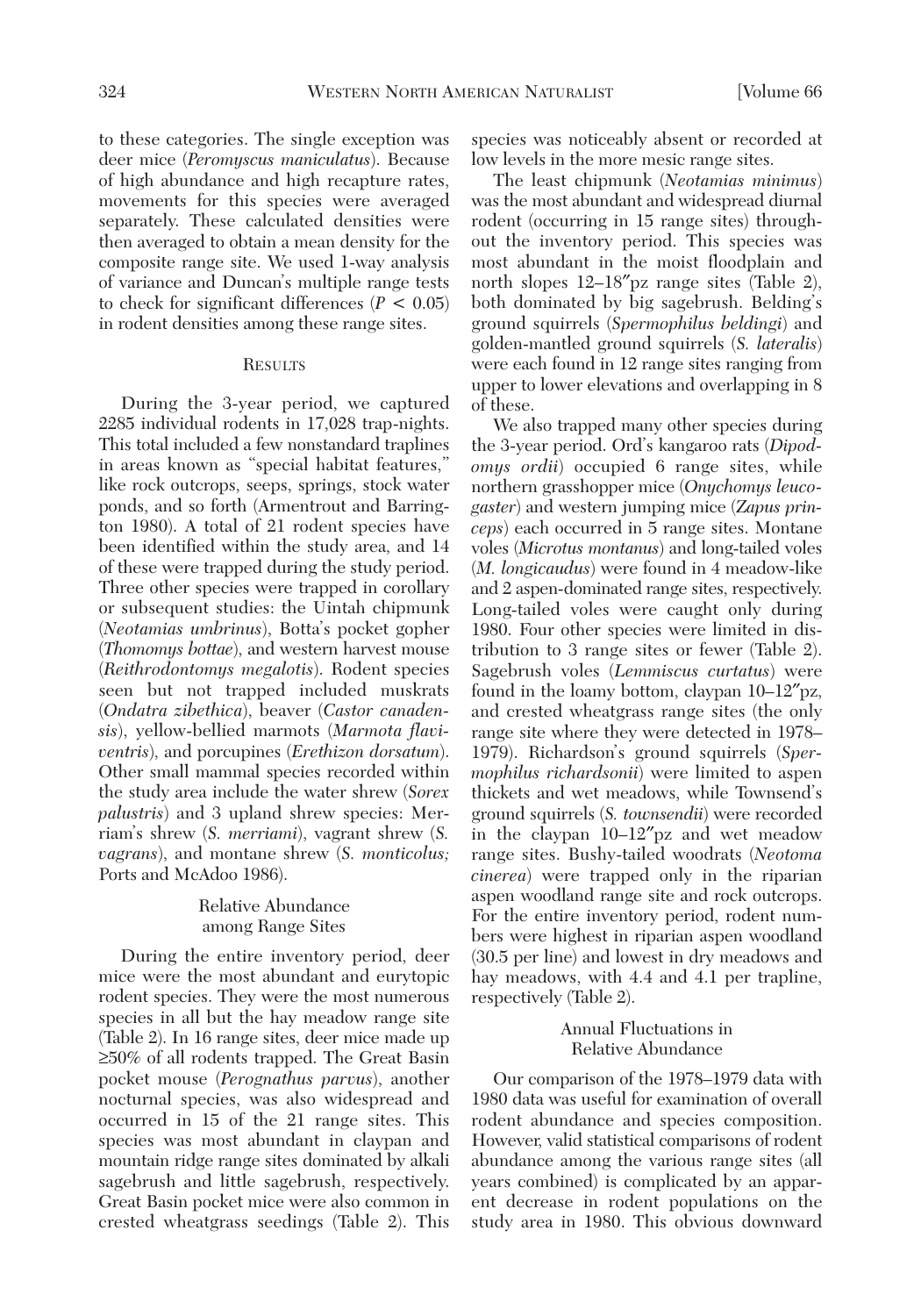to these categories. The single exception was deer mice (*Peromyscus maniculatus*). Because of high abundance and high recapture rates, movements for this species were averaged separately. These calculated densities were then averaged to obtain a mean density for the composite range site. We used 1-way analysis of variance and Duncan's multiple range tests to check for significant differences ($P < 0.05$) in rodent densities among these range sites.

## Results

During the 3-year period, we captured 2285 individual rodents in 17,028 trap-nights. This total included a few nonstandard traplines in areas known as "special habitat features," like rock outcrops, seeps, springs, stock water ponds, and so forth (Armentrout and Barrington 1980). A total of 21 rodent species have been identified within the study area, and 14 of these were trapped during the study period. Three other species were trapped in corollary or subsequent studies: the Uintah chipmunk (*Neotamias umbrinus*), Botta's pocket gopher (*Thomomys bottae*), and western harvest mouse (*Reithrodontomys megalotis*). Rodent species seen but not trapped included muskrats (*Ondatra zibethica*), beaver (*Castor canadensis*), yellow-bellied marmots (*Marmota flaviventris*), and porcupines (*Erethizon dorsatum*). Other small mammal species recorded within the study area include the water shrew (*Sorex palustris*) and 3 upland shrew species: Merriam's shrew (*S. merriami*), vagrant shrew (*S. vagrans*), and montane shrew (*S. monticolus;* Ports and McAdoo 1986).

### Relative Abundance among Range Sites

During the entire inventory period, deer mice were the most abundant and eurytopic rodent species. They were the most numerous species in all but the hay meadow range site (Table 2). In 16 range sites, deer mice made up ≥50% of all rodents trapped. The Great Basin pocket mouse (*Perognathus parvus*), another nocturnal species, was also widespread and occurred in 15 of the 21 range sites. This species was most abundant in claypan and mountain ridge range sites dominated by alkali sagebrush and little sagebrush, respectively. Great Basin pocket mice were also common in crested wheatgrass seedings (Table 2). This species was noticeably absent or recorded at low levels in the more mesic range sites.

The least chipmunk (*Neotamias minimus*) was the most abundant and widespread diurnal rodent (occurring in 15 range sites) throughout the inventory period. This species was most abundant in the moist floodplain and north slopes 12–18″pz range sites (Table 2), both dominated by big sagebrush. Belding's ground squirrels (*Spermophilus beldingi*) and golden-mantled ground squirrels (*S. lateralis*) were each found in 12 range sites ranging from upper to lower elevations and overlapping in 8 of these.

We also trapped many other species during the 3-year period. Ord's kangaroo rats (*Dipodomys ordii*) occupied 6 range sites, while northern grasshopper mice (*Onychomys leucogaster*) and western jumping mice (*Zapus princeps*) each occurred in 5 range sites. Montane voles (*Microtus montanus*) and long-tailed voles (*M. longicaudus*) were found in 4 meadow-like and 2 aspen-dominated range sites, respectively. Long-tailed voles were caught only during 1980. Four other species were limited in distribution to 3 range sites or fewer (Table 2). Sagebrush voles (*Lemmiscus curtatus*) were found in the loamy bottom, claypan 10–12″pz, and crested wheatgrass range sites (the only range site where they were detected in 1978–1979). Richardson's ground squirrels (*Spermophilus richardsonii*) were limited to aspen thickets and wet meadows, while Townsend's ground squirrels (*S. townsendii*) were recorded in the claypan 10–12″pz and wet meadow range sites. Bushy-tailed woodrats (*Neotoma cinerea*) were trapped only in the riparian aspen woodland range site and rock outcrops. For the entire inventory period, rodent numbers were highest in riparian aspen woodland (30.5 per line) and lowest in dry meadows and hay meadows, with 4.4 and 4.1 per trapline, respectively (Table 2).

### Annual Fluctuations in Relative Abundance

Our comparison of the 1978–1979 data with 1980 data was useful for examination of overall rodent abundance and species composition. However, valid statistical comparisons of rodent abundance among the various range sites (all years combined) is complicated by an apparent decrease in rodent populations on the study area in 1980. This obvious downward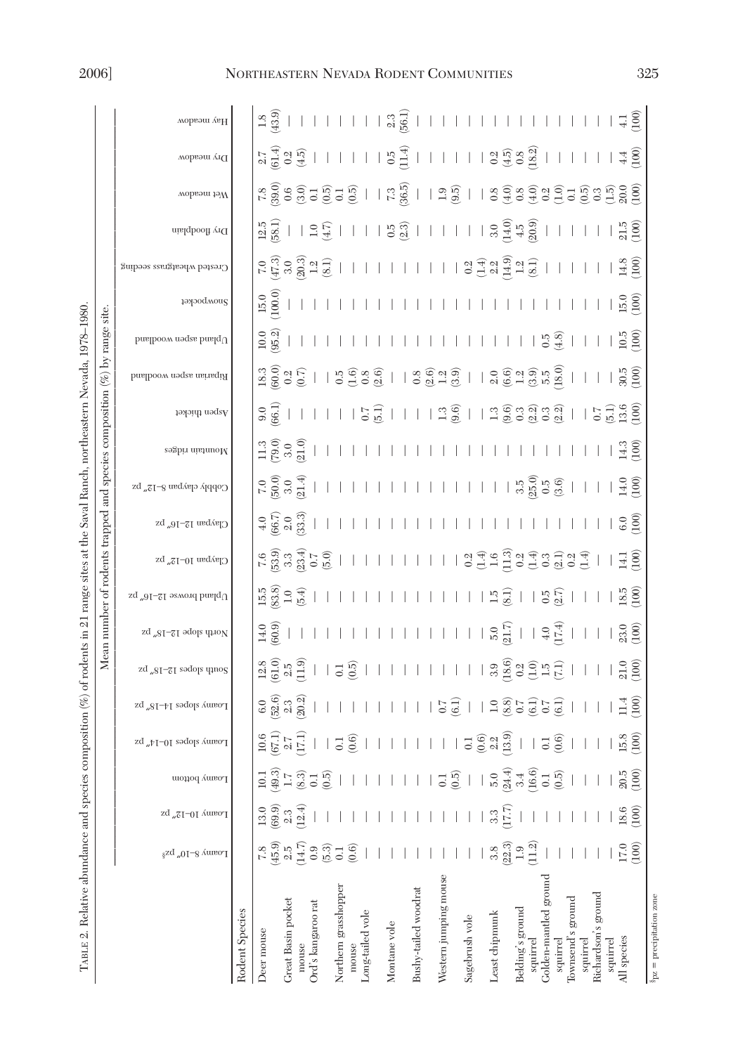TABLE 2. Relative abundance and species composition (%) of rodents in 21 range sites at the Saval Ranch, northeastern Nevada, 1978–1980.

| Rodent Species | Mean number of rodents trapped and species composition (%) by range site. | | | | | | | | | | | | | | | | | | | | |
|---|---|---|---|---|---|---|---|---|---|---|---|---|---|---|---|---|---|---|---|---|---|
| | Loamy 8–10" pz[§] | Loamy 10–12" pz | Loamy bottom | Loamy slopes 10–14" pz | Loamy slopes 14–18" pz | South slopes 12–18" pz | North slope 12–18" pz | Upland browse 12–16" pz | Claypan 10–12" pz | Claypan 12–16" pz | Cobbly claypan 8–12" pz | Mountain ridges | Aspen thicket | Riparian aspen woodland | Upland aspen woodland | Snowpocket | Crested wheatgrass seeding | Dry floodplain | Wet meadow | Dry meadow | Hay meadow |
| Deer mouse | 7.8 (45.9) | 13.0 (69.9) | 10.1 (49.3) | 10.6 (67.1) | 6.0 (52.6) | 12.8 (61.0) | 14.0 (60.9) | 15.5 (83.8) | 7.6 (53.9) | 4.0 (66.7) | 7.0 (50.0) | 11.3 (79.0) | 9.0 (66.1) | 18.3 (60.0) | 10.0 (95.2) | 15.0 (100.0) | 7.0 (47.3) | 12.5 (58.1) | 7.8 (39.0) | 2.7 (61.4) | 1.8 (43.9) |
| Great Basin pocket mouse | 2.5 (14.7) | 2.3 (12.4) | 1.7 (8.3) | 2.7 (17.1) | 2.3 (20.2) | 2.5 (11.9) | — | 1.0 (5.4) | 3.3 (23.4) | 2.0 (33.3) | 3.0 (21.4) | 3.0 (21.0) | — | 0.2 (0.7) | — | — | 3.0 (20.3) | — | 0.6 (3.0) | 0.2 (4.5) | — |
| Ord's kangaroo rat | 0.9 (5.3) | — | 0.1 (0.5) | — | — | — | — | — | 0.7 (5.0) | — | — | — | — | — | — | — | 1.2 (8.1) | 1.0 (4.7) | 0.1 (0.5) | — | — |
| Northern grasshopper mouse | 0.1 (0.6) | — | — | 0.1 (0.6) | — | 0.1 (0.5) | — | — | — | — | — | — | — | 0.5 (1.6) | — | — | — | — | 0.1 (0.5) | — | — |
| Long-tailed vole | — | — | — | — | — | — | — | — | — | — | — | — | 0.7 (5.1) | 0.8 (2.6) | — | — | — | — | — | — | — |
| Montane vole | — | — | — | — | — | — | — | — | — | — | — | — | — | — | — | — | — | 0.5 (2.3) | 7.3 (36.5) | 0.5 (11.4) | 2.3 (56.1) |
| Bushy-tailed woodrat | — | — | — | — | — | — | — | — | — | — | — | — | — | 0.8 (2.6) | — | — | — | — | — | — | — |
| Western jumping mouse | — | — | 0.1 (0.5) | — | 0.7 (6.1) | — | — | — | — | — | — | — | 1.3 (9.6) | 1.2 (3.9) | — | — | — | — | 1.9 (9.5) | — | — |
| Sagebrush vole | — | — | — | 0.1 (0.6) | — | — | — | — | 0.2 (1.4) | — | — | — | — | — | — | — | 0.2 (1.4) | — | — | — | — |
| Least chipmunk | 3.8 (22.3) | 3.3 (17.7) | 5.0 (24.4) | 2.2 (13.9) | 1.0 (8.8) | 3.9 (18.6) | 5.0 (21.7) | 1.5 (8.1) | 1.6 (11.3) | — | — | — | 1.3 (9.6) | 2.0 (6.6) | — | — | 2.2 (14.9) | 3.0 (14.0) | 0.8 (4.0) | 0.2 (4.5) | — |
| Belding's ground squirrel | 1.9 (11.2) | — | 3.4 (16.6) | — | 0.7 (6.1) | 0.2 (1.0) | — | — | 0.2 (1.4) | — | 3.5 (25.0) | — | 0.3 (2.2) | 1.2 (3.9) | — | — | 1.2 (8.1) | 4.5 (20.9) | 0.8 (4.0) | 0.8 (18.2) | — |
| Golden-mantled ground squirrel | — | — | 0.1 (0.5) | 0.1 (0.6) | 0.7 (6.1) | 1.5 (7.1) | 4.0 (17.4) | 0.5 (2.7) | 0.3 (2.1) | — | 0.5 (3.6) | — | 0.3 (2.2) | 5.5 (18.0) | 0.5 (4.8) | — | — | — | 0.2 (1.0) | — | — |
| Townsend's ground squirrel | — | — | — | — | — | — | — | — | 0.2 (1.4) | — | — | — | — | — | — | — | — | — | 0.1 (0.5) | — | — |
| Richardson's ground squirrel | — | — | — | — | — | — | — | — | — | — | — | — | 0.7 (5.1) | — | — | — | — | — | 0.3 (1.5) | — | — |
| All species | 17.0 (100) | 18.6 (100) | 20.5 (100) | 15.8 (100) | 11.4 (100) | 21.0 (100) | 23.0 (100) | 18.5 (100) | 14.1 (100) | 6.0 (100) | 14.0 (100) | 14.3 (100) | 13.6 (100) | 30.5 (100) | 10.5 (100) | 15.0 (100) | 14.8 (100) | 21.5 (100) | 20.0 (100) | 4.4 (100) | 4.1 (100) |

[§]pz = precipitation zone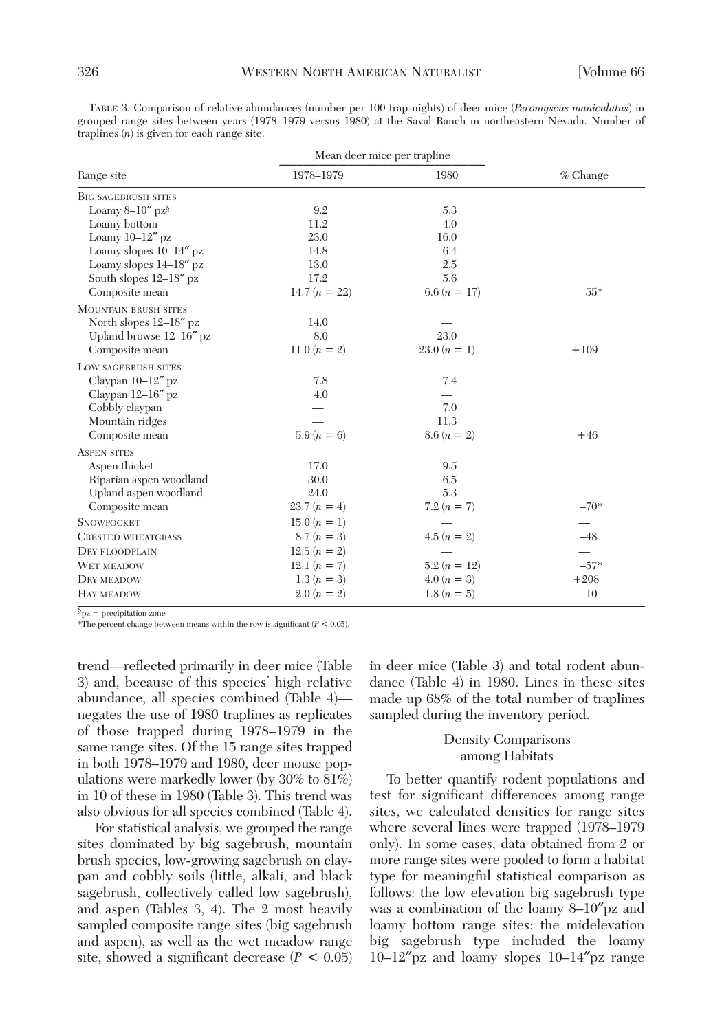TABLE 3. Comparison of relative abundances (number per 100 trap-nights) of deer mice (*Peromyscus maniculatus*) in grouped range sites between years (1978–1979 versus 1980) at the Saval Ranch in northeastern Nevada. Number of traplines ($n$) is given for each range site.

| Range site | Mean deer mice per trapline | | % Change |
|---|---|---|---|
| | 1978–1979 | 1980 | |
| BIG SAGEBRUSH SITES | | | |
| Loamy 8–10″ pz[§] | 9.2 | 5.3 | |
| Loamy bottom | 11.2 | 4.0 | |
| Loamy 10–12″ pz | 23.0 | 16.0 | |
| Loamy slopes 10–14″ pz | 14.8 | 6.4 | |
| Loamy slopes 14–18″ pz | 13.0 | 2.5 | |
| South slopes 12–18″ pz | 17.2 | 5.6 | |
| Composite mean | 14.7 ($n$ = 22) | 6.6 ($n$ = 17) | −55* |
| MOUNTAIN BRUSH SITES | | | |
| North slopes 12–18″ pz | 14.0 | — | |
| Upland browse 12–16″ pz | 8.0 | 23.0 | |
| Composite mean | 11.0 ($n$ = 2) | 23.0 ($n$ = 1) | +109 |
| LOW SAGEBRUSH SITES | | | |
| Claypan 10–12″ pz | 7.8 | 7.4 | |
| Claypan 12–16″ pz | 4.0 | — | |
| Cobbly claypan | — | 7.0 | |
| Mountain ridges | — | 11.3 | |
| Composite mean | 5.9 ($n$ = 6) | 8.6 ($n$ = 2) | +46 |
| ASPEN SITES | | | |
| Aspen thicket | 17.0 | 9.5 | |
| Riparian aspen woodland | 30.0 | 6.5 | |
| Upland aspen woodland | 24.0 | 5.3 | |
| Composite mean | 23.7 ($n$ = 4) | 7.2 ($n$ = 7) | −70* |
| SNOWPOCKET | 15.0 ($n$ = 1) | — | — |
| CRESTED WHEATGRASS | 8.7 ($n$ = 3) | 4.5 ($n$ = 2) | −48 |
| DRY FLOODPLAIN | 12.5 ($n$ = 2) | — | — |
| WET MEADOW | 12.1 ($n$ = 7) | 5.2 ($n$ = 12) | −57* |
| DRY MEADOW | 1.3 ($n$ = 3) | 4.0 ($n$ = 3) | +208 |
| HAY MEADOW | 2.0 ($n$ = 2) | 1.8 ($n$ = 5) | −10 |

[§]pz = precipitation zone

*The percent change between means within the row is significant ($P < 0.05$).

trend—reflected primarily in deer mice (Table 3) and, because of this species' high relative abundance, all species combined (Table 4)—negates the use of 1980 traplines as replicates of those trapped during 1978–1979 in the same range sites. Of the 15 range sites trapped in both 1978–1979 and 1980, deer mouse populations were markedly lower (by 30% to 81%) in 10 of these in 1980 (Table 3). This trend was also obvious for all species combined (Table 4).

For statistical analysis, we grouped the range sites dominated by big sagebrush, mountain brush species, low-growing sagebrush on claypan and cobbly soils (little, alkali, and black sagebrush, collectively called low sagebrush), and aspen (Tables 3, 4). The 2 most heavily sampled composite range sites (big sagebrush and aspen), as well as the wet meadow range site, showed a significant decrease ($P < 0.05$) in deer mice (Table 3) and total rodent abundance (Table 4) in 1980. Lines in these sites made up 68% of the total number of traplines sampled during the inventory period.

### Density Comparisons among Habitats

To better quantify rodent populations and test for significant differences among range sites, we calculated densities for range sites where several lines were trapped (1978–1979 only). In some cases, data obtained from 2 or more range sites were pooled to form a habitat type for meaningful statistical comparison as follows: the low elevation big sagebrush type was a combination of the loamy 8–10″pz and loamy bottom range sites; the midelevation big sagebrush type included the loamy 10–12″pz and loamy slopes 10–14″pz range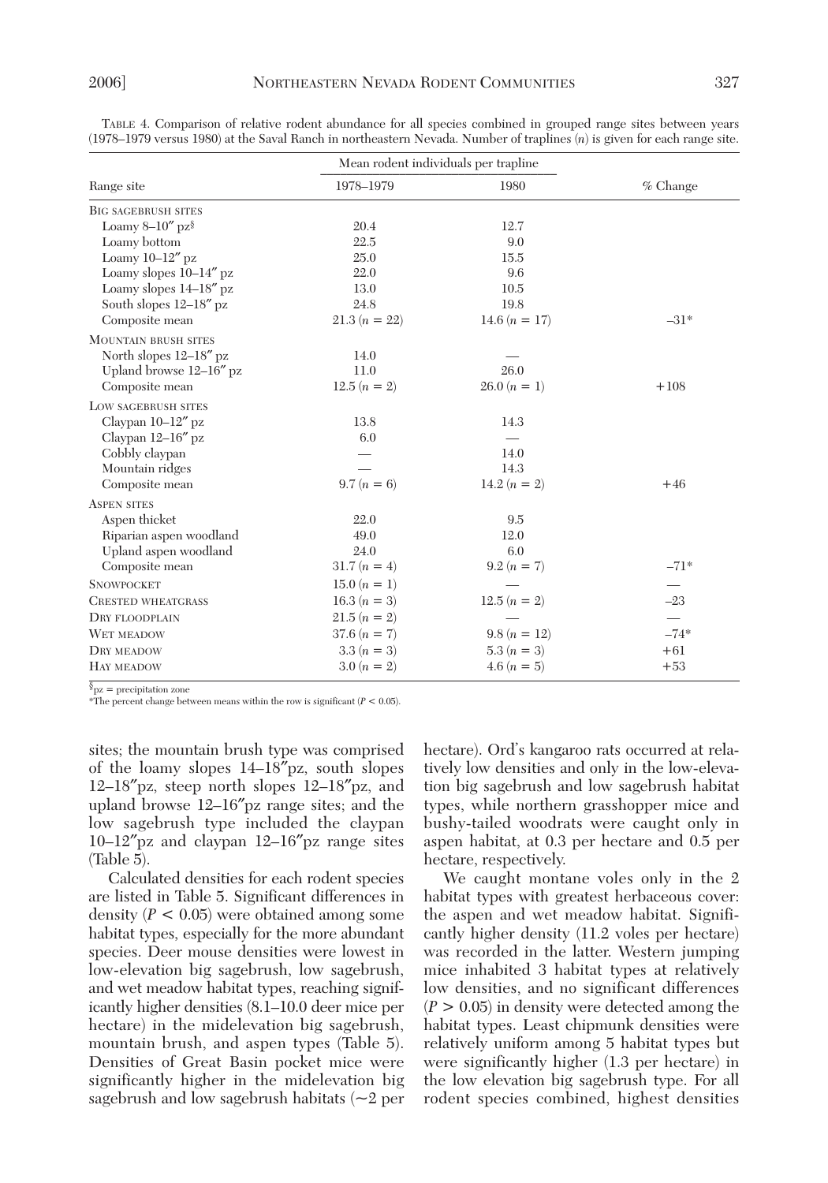TABLE 4. Comparison of relative rodent abundance for all species combined in grouped range sites between years (1978–1979 versus 1980) at the Saval Ranch in northeastern Nevada. Number of traplines (*n*) is given for each range site.

| Range site | Mean rodent individuals per trapline | | % Change |
|---|---|---|---|
| | 1978–1979 | 1980 | |
| BIG SAGEBRUSH SITES | | | |
| Loamy 8–10″ pz[§] | 20.4 | 12.7 | |
| Loamy bottom | 22.5 | 9.0 | |
| Loamy 10–12″ pz | 25.0 | 15.5 | |
| Loamy slopes 10–14″ pz | 22.0 | 9.6 | |
| Loamy slopes 14–18″ pz | 13.0 | 10.5 | |
| South slopes 12–18″ pz | 24.8 | 19.8 | |
| Composite mean | 21.3 ($n$ = 22) | 14.6 ($n$ = 17) | –31* |
| MOUNTAIN BRUSH SITES | | | |
| North slopes 12–18″ pz | 14.0 | — | |
| Upland browse 12–16″ pz | 11.0 | 26.0 | |
| Composite mean | 12.5 ($n$ = 2) | 26.0 ($n$ = 1) | +108 |
| LOW SAGEBRUSH SITES | | | |
| Claypan 10–12″ pz | 13.8 | 14.3 | |
| Claypan 12–16″ pz | 6.0 | — | |
| Cobbly claypan | — | 14.0 | |
| Mountain ridges | — | 14.3 | |
| Composite mean | 9.7 ($n$ = 6) | 14.2 ($n$ = 2) | +46 |
| ASPEN SITES | | | |
| Aspen thicket | 22.0 | 9.5 | |
| Riparian aspen woodland | 49.0 | 12.0 | |
| Upland aspen woodland | 24.0 | 6.0 | |
| Composite mean | 31.7 ($n$ = 4) | 9.2 ($n$ = 7) | –71* |
| SNOWPOCKET | 15.0 ($n$ = 1) | — | — |
| CRESTED WHEATGRASS | 16.3 ($n$ = 3) | 12.5 ($n$ = 2) | –23 |
| DRY FLOODPLAIN | 21.5 ($n$ = 2) | — | — |
| WET MEADOW | 37.6 ($n$ = 7) | 9.8 ($n$ = 12) | –74* |
| DRY MEADOW | 3.3 ($n$ = 3) | 5.3 ($n$ = 3) | +61 |
| HAY MEADOW | 3.0 ($n$ = 2) | 4.6 ($n$ = 5) | +53 |

[§]pz = precipitation zone
*The percent change between means within the row is significant ($P < 0.05$).

sites; the mountain brush type was comprised of the loamy slopes 14–18″pz, south slopes 12–18″pz, steep north slopes 12–18″pz, and upland browse 12–16″pz range sites; and the low sagebrush type included the claypan 10–12″pz and claypan 12–16″pz range sites (Table 5).

Calculated densities for each rodent species are listed in Table 5. Significant differences in density ($P < 0.05$) were obtained among some habitat types, especially for the more abundant species. Deer mouse densities were lowest in low-elevation big sagebrush, low sagebrush, and wet meadow habitat types, reaching significantly higher densities (8.1–10.0 deer mice per hectare) in the midelevation big sagebrush, mountain brush, and aspen types (Table 5). Densities of Great Basin pocket mice were significantly higher in the midelevation big sagebrush and low sagebrush habitats (~2 per hectare). Ord's kangaroo rats occurred at relatively low densities and only in the low-elevation big sagebrush and low sagebrush habitat types, while northern grasshopper mice and bushy-tailed woodrats were caught only in aspen habitat, at 0.3 per hectare and 0.5 per hectare, respectively.

We caught montane voles only in the 2 habitat types with greatest herbaceous cover: the aspen and wet meadow habitat. Significantly higher density (11.2 voles per hectare) was recorded in the latter. Western jumping mice inhabited 3 habitat types at relatively low densities, and no significant differences ($P > 0.05$) in density were detected among the habitat types. Least chipmunk densities were relatively uniform among 5 habitat types but were significantly higher (1.3 per hectare) in the low elevation big sagebrush type. For all rodent species combined, highest densities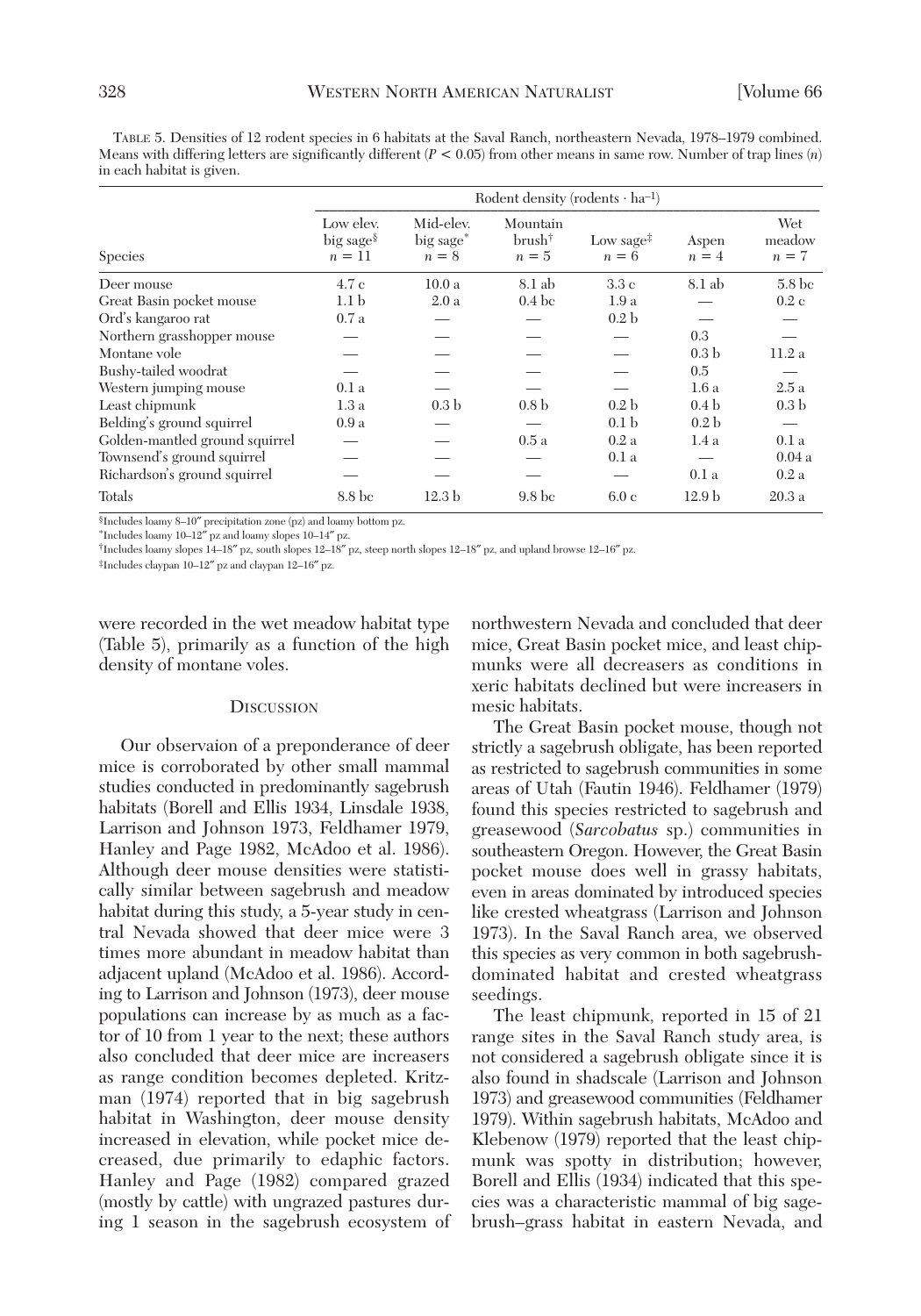TABLE 5. Densities of 12 rodent species in 6 habitats at the Saval Ranch, northeastern Nevada, 1978–1979 combined. Means with differing letters are significantly different ($P < 0.05$) from other means in same row. Number of trap lines ($n$) in each habitat is given.

| | Rodent density (rodents · ha$^{-1}$) | | | | | |
|---|---|---|---|---|---|---|
| Species | Low elev. big sage[§] $n = 11$ | Mid-elev. big sage[*] $n = 8$ | Mountain brush[†] $n = 5$ | Low sage[‡] $n = 6$ | Aspen $n = 4$ | Wet meadow $n = 7$ |
| Deer mouse | 4.7 c | 10.0 a | 8.1 ab | 3.3 c | 8.1 ab | 5.8 bc |
| Great Basin pocket mouse | 1.1 b | 2.0 a | 0.4 bc | 1.9 a | — | 0.2 c |
| Ord's kangaroo rat | 0.7 a | — | — | 0.2 b | — | — |
| Northern grasshopper mouse | — | — | — | — | 0.3 | — |
| Montane vole | — | — | — | — | 0.3 b | 11.2 a |
| Bushy-tailed woodrat | — | — | — | — | 0.5 | — |
| Western jumping mouse | 0.1 a | — | — | — | 1.6 a | 2.5 a |
| Least chipmunk | 1.3 a | 0.3 b | 0.8 b | 0.2 b | 0.4 b | 0.3 b |
| Belding's ground squirrel | 0.9 a | — | — | 0.1 b | 0.2 b | — |
| Golden-mantled ground squirrel | — | — | 0.5 a | 0.2 a | 1.4 a | 0.1 a |
| Townsend's ground squirrel | — | — | — | 0.1 a | — | 0.04 a |
| Richardson's ground squirrel | — | — | — | — | 0.1 a | 0.2 a |
| Totals | 8.8 bc | 12.3 b | 9.8 bc | 6.0 c | 12.9 b | 20.3 a |

[§]Includes loamy 8–10″ precipitation zone (pz) and loamy bottom pz.

[*]Includes loamy 10–12″ pz and loamy slopes 10–14″ pz.

[†]Includes loamy slopes 14–18″ pz, south slopes 12–18″ pz, steep north slopes 12–18″ pz, and upland browse 12–16″ pz.

[‡]Includes claypan 10–12″ pz and claypan 12–16″ pz.

were recorded in the wet meadow habitat type (Table 5), primarily as a function of the high density of montane voles.

## Discussion

Our observaion of a preponderance of deer mice is corroborated by other small mammal studies conducted in predominantly sagebrush habitats (Borell and Ellis 1934, Linsdale 1938, Larrison and Johnson 1973, Feldhamer 1979, Hanley and Page 1982, McAdoo et al. 1986). Although deer mouse densities were statistically similar between sagebrush and meadow habitat during this study, a 5-year study in central Nevada showed that deer mice were 3 times more abundant in meadow habitat than adjacent upland (McAdoo et al. 1986). According to Larrison and Johnson (1973), deer mouse populations can increase by as much as a factor of 10 from 1 year to the next; these authors also concluded that deer mice are increasers as range condition becomes depleted. Kritzman (1974) reported that in big sagebrush habitat in Washington, deer mouse density increased in elevation, while pocket mice decreased, due primarily to edaphic factors. Hanley and Page (1982) compared grazed (mostly by cattle) with ungrazed pastures during 1 season in the sagebrush ecosystem of northwestern Nevada and concluded that deer mice, Great Basin pocket mice, and least chipmunks were all decreasers as conditions in xeric habitats declined but were increasers in mesic habitats.

The Great Basin pocket mouse, though not strictly a sagebrush obligate, has been reported as restricted to sagebrush communities in some areas of Utah (Fautin 1946). Feldhamer (1979) found this species restricted to sagebrush and greasewood (*Sarcobatus* sp.) communities in southeastern Oregon. However, the Great Basin pocket mouse does well in grassy habitats, even in areas dominated by introduced species like crested wheatgrass (Larrison and Johnson 1973). In the Saval Ranch area, we observed this species as very common in both sagebrush-dominated habitat and crested wheatgrass seedings.

The least chipmunk, reported in 15 of 21 range sites in the Saval Ranch study area, is not considered a sagebrush obligate since it is also found in shadscale (Larrison and Johnson 1973) and greasewood communities (Feldhamer 1979). Within sagebrush habitats, McAdoo and Klebenow (1979) reported that the least chipmunk was spotty in distribution; however, Borell and Ellis (1934) indicated that this species was a characteristic mammal of big sagebrush–grass habitat in eastern Nevada, and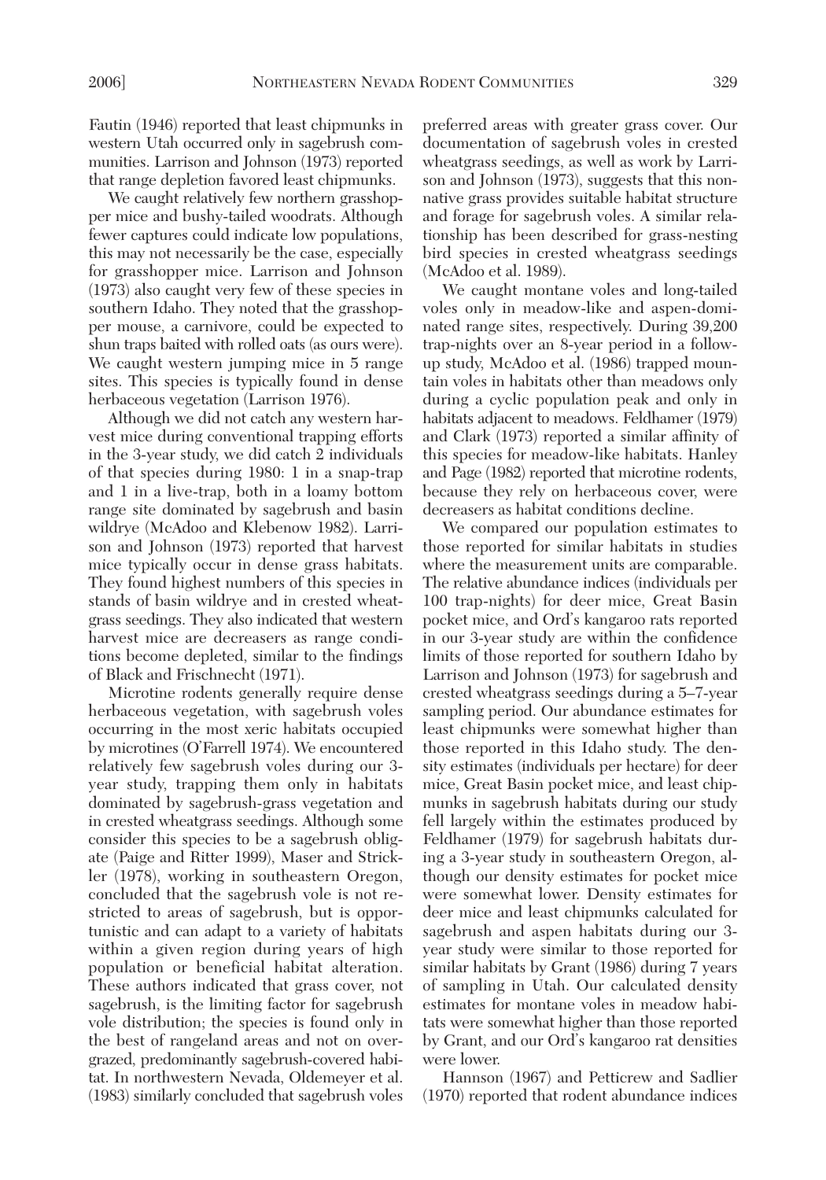Fautin (1946) reported that least chipmunks in western Utah occurred only in sagebrush communities. Larrison and Johnson (1973) reported that range depletion favored least chipmunks.

We caught relatively few northern grasshopper mice and bushy-tailed woodrats. Although fewer captures could indicate low populations, this may not necessarily be the case, especially for grasshopper mice. Larrison and Johnson (1973) also caught very few of these species in southern Idaho. They noted that the grasshopper mouse, a carnivore, could be expected to shun traps baited with rolled oats (as ours were). We caught western jumping mice in 5 range sites. This species is typically found in dense herbaceous vegetation (Larrison 1976).

Although we did not catch any western harvest mice during conventional trapping efforts in the 3-year study, we did catch 2 individuals of that species during 1980: 1 in a snap-trap and 1 in a live-trap, both in a loamy bottom range site dominated by sagebrush and basin wildrye (McAdoo and Klebenow 1982). Larrison and Johnson (1973) reported that harvest mice typically occur in dense grass habitats. They found highest numbers of this species in stands of basin wildrye and in crested wheatgrass seedings. They also indicated that western harvest mice are decreasers as range conditions become depleted, similar to the findings of Black and Frischnecht (1971).

Microtine rodents generally require dense herbaceous vegetation, with sagebrush voles occurring in the most xeric habitats occupied by microtines (O'Farrell 1974). We encountered relatively few sagebrush voles during our 3-year study, trapping them only in habitats dominated by sagebrush-grass vegetation and in crested wheatgrass seedings. Although some consider this species to be a sagebrush obligate (Paige and Ritter 1999), Maser and Strickler (1978), working in southeastern Oregon, concluded that the sagebrush vole is not restricted to areas of sagebrush, but is opportunistic and can adapt to a variety of habitats within a given region during years of high population or beneficial habitat alteration. These authors indicated that grass cover, not sagebrush, is the limiting factor for sagebrush vole distribution; the species is found only in the best of rangeland areas and not on overgrazed, predominantly sagebrush-covered habitat. In northwestern Nevada, Oldemeyer et al. (1983) similarly concluded that sagebrush voles preferred areas with greater grass cover. Our documentation of sagebrush voles in crested wheatgrass seedings, as well as work by Larrison and Johnson (1973), suggests that this nonnative grass provides suitable habitat structure and forage for sagebrush voles. A similar relationship has been described for grass-nesting bird species in crested wheatgrass seedings (McAdoo et al. 1989).

We caught montane voles and long-tailed voles only in meadow-like and aspen-dominated range sites, respectively. During 39,200 trap-nights over an 8-year period in a follow-up study, McAdoo et al. (1986) trapped mountain voles in habitats other than meadows only during a cyclic population peak and only in habitats adjacent to meadows. Feldhamer (1979) and Clark (1973) reported a similar affinity of this species for meadow-like habitats. Hanley and Page (1982) reported that microtine rodents, because they rely on herbaceous cover, were decreasers as habitat conditions decline.

We compared our population estimates to those reported for similar habitats in studies where the measurement units are comparable. The relative abundance indices (individuals per 100 trap-nights) for deer mice, Great Basin pocket mice, and Ord's kangaroo rats reported in our 3-year study are within the confidence limits of those reported for southern Idaho by Larrison and Johnson (1973) for sagebrush and crested wheatgrass seedings during a 5–7-year sampling period. Our abundance estimates for least chipmunks were somewhat higher than those reported in this Idaho study. The density estimates (individuals per hectare) for deer mice, Great Basin pocket mice, and least chipmunks in sagebrush habitats during our study fell largely within the estimates produced by Feldhamer (1979) for sagebrush habitats during a 3-year study in southeastern Oregon, although our density estimates for pocket mice were somewhat lower. Density estimates for deer mice and least chipmunks calculated for sagebrush and aspen habitats during our 3-year study were similar to those reported for similar habitats by Grant (1986) during 7 years of sampling in Utah. Our calculated density estimates for montane voles in meadow habitats were somewhat higher than those reported by Grant, and our Ord's kangaroo rat densities were lower.

Hannson (1967) and Petticrew and Sadlier (1970) reported that rodent abundance indices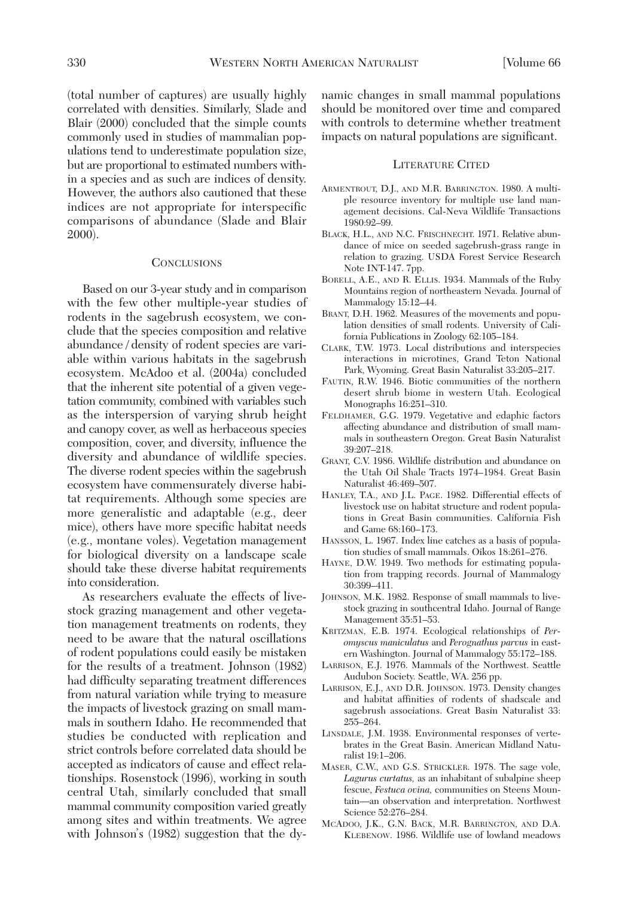(total number of captures) are usually highly correlated with densities. Similarly, Slade and Blair (2000) concluded that the simple counts commonly used in studies of mammalian populations tend to underestimate population size, but are proportional to estimated numbers within a species and as such are indices of density. However, the authors also cautioned that these indices are not appropriate for interspecific comparisons of abundance (Slade and Blair 2000).

## Conclusions

Based on our 3-year study and in comparison with the few other multiple-year studies of rodents in the sagebrush ecosystem, we conclude that the species composition and relative abundance / density of rodent species are variable within various habitats in the sagebrush ecosystem. McAdoo et al. (2004a) concluded that the inherent site potential of a given vegetation community, combined with variables such as the interspersion of varying shrub height and canopy cover, as well as herbaceous species composition, cover, and diversity, influence the diversity and abundance of wildlife species. The diverse rodent species within the sagebrush ecosystem have commensurately diverse habitat requirements. Although some species are more generalistic and adaptable (e.g., deer mice), others have more specific habitat needs (e.g., montane voles). Vegetation management for biological diversity on a landscape scale should take these diverse habitat requirements into consideration.

As researchers evaluate the effects of livestock grazing management and other vegetation management treatments on rodents, they need to be aware that the natural oscillations of rodent populations could easily be mistaken for the results of a treatment. Johnson (1982) had difficulty separating treatment differences from natural variation while trying to measure the impacts of livestock grazing on small mammals in southern Idaho. He recommended that studies be conducted with replication and strict controls before correlated data should be accepted as indicators of cause and effect relationships. Rosenstock (1996), working in south central Utah, similarly concluded that small mammal community composition varied greatly among sites and within treatments. We agree with Johnson's (1982) suggestion that the dynamic changes in small mammal populations should be monitored over time and compared with controls to determine whether treatment impacts on natural populations are significant.

## Literature Cited

Armentrout, D.J., and M.R. Barrington. 1980. A multiple resource inventory for multiple use land management decisions. Cal-Neva Wildlife Transactions 1980:92–99.

Black, H.L., and N.C. Frischnecht. 1971. Relative abundance of mice on seeded sagebrush-grass range in relation to grazing. USDA Forest Service Research Note INT-147. 7pp.

Borell, A.E., and R. Ellis. 1934. Mammals of the Ruby Mountains region of northeastern Nevada. Journal of Mammalogy 15:12–44.

Brant, D.H. 1962. Measures of the movements and population densities of small rodents. University of California Publications in Zoology 62:105–184.

Clark, T.W. 1973. Local distributions and interspecies interactions in microtines, Grand Teton National Park, Wyoming. Great Basin Naturalist 33:205–217.

Fautin, R.W. 1946. Biotic communities of the northern desert shrub biome in western Utah. Ecological Monographs 16:251–310.

Feldhamer, G.G. 1979. Vegetative and edaphic factors affecting abundance and distribution of small mammals in southeastern Oregon. Great Basin Naturalist 39:207–218.

Grant, C.V. 1986. Wildlife distribution and abundance on the Utah Oil Shale Tracts 1974–1984. Great Basin Naturalist 46:469–507.

Hanley, T.A., and J.L. Page. 1982. Differential effects of livestock use on habitat structure and rodent populations in Great Basin communities. California Fish and Game 68:160–173.

Hansson, L. 1967. Index line catches as a basis of population studies of small mammals. Oikos 18:261–276.

Hayne, D.W. 1949. Two methods for estimating population from trapping records. Journal of Mammalogy 30:399–411.

Johnson, M.K. 1982. Response of small mammals to livestock grazing in southcentral Idaho. Journal of Range Management 35:51–53.

Kritzman, E.B. 1974. Ecological relationships of *Peromyscus maniculatus* and *Perognathus parvus* in eastern Washington. Journal of Mammalogy 55:172–188.

Larrison, E.J. 1976. Mammals of the Northwest. Seattle Audubon Society. Seattle, WA. 256 pp.

Larrison, E.J., and D.R. Johnson. 1973. Density changes and habitat affinities of rodents of shadscale and sagebrush associations. Great Basin Naturalist 33: 255–264.

Linsdale, J.M. 1938. Environmental responses of vertebrates in the Great Basin. American Midland Naturalist 19:1–206.

Maser, C.W., and G.S. Strickler. 1978. The sage vole, *Lagurus curtatus,* as an inhabitant of subalpine sheep fescue, *Festuca ovina,* communities on Steens Mountain—an observation and interpretation. Northwest Science 52:276–284.

McAdoo, J.K., G.N. Back, M.R. Barrington, and D.A. Klebenow. 1986. Wildlife use of lowland meadows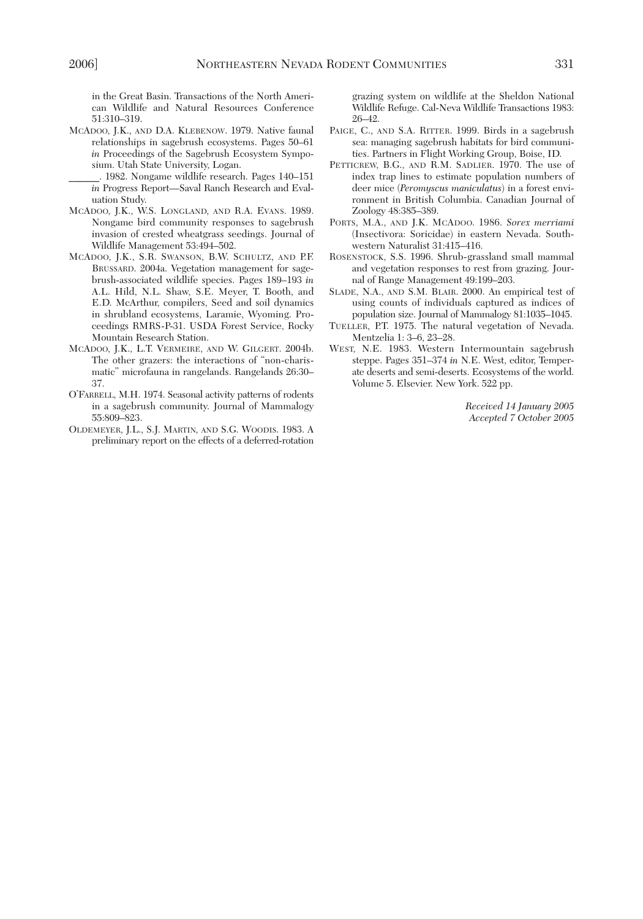in the Great Basin. Transactions of the North American Wildlife and Natural Resources Conference 51:310–319.

MCADOO, J.K., AND D.A. KLEBENOW. 1979. Native faunal relationships in sagebrush ecosystems. Pages 50–61 *in* Proceedings of the Sagebrush Ecosystem Symposium. Utah State University, Logan.

______. 1982. Nongame wildlife research. Pages 140–151 *in* Progress Report—Saval Ranch Research and Evaluation Study.

MCADOO, J.K., W.S. LONGLAND, AND R.A. EVANS. 1989. Nongame bird community responses to sagebrush invasion of crested wheatgrass seedings. Journal of Wildlife Management 53:494–502.

MCADOO, J.K., S.R. SWANSON, B.W. SCHULTZ, AND P.F. BRUSSARD. 2004a. Vegetation management for sagebrush-associated wildlife species. Pages 189–193 *in* A.L. Hild, N.L. Shaw, S.E. Meyer, T. Booth, and E.D. McArthur, compilers, Seed and soil dynamics in shrubland ecosystems, Laramie, Wyoming. Proceedings RMRS-P-31. USDA Forest Service, Rocky Mountain Research Station.

MCADOO, J.K., L.T. VERMEIRE, AND W. GILGERT. 2004b. The other grazers: the interactions of "non-charismatic" microfauna in rangelands. Rangelands 26:30–37.

O'FARRELL, M.H. 1974. Seasonal activity patterns of rodents in a sagebrush community. Journal of Mammalogy 55:809–823.

OLDEMEYER, J.L., S.J. MARTIN, AND S.G. WOODIS. 1983. A preliminary report on the effects of a deferred-rotation grazing system on wildlife at the Sheldon National Wildlife Refuge. Cal-Neva Wildlife Transactions 1983: 26–42.

PAIGE, C., AND S.A. RITTER. 1999. Birds in a sagebrush sea: managing sagebrush habitats for bird communities. Partners in Flight Working Group, Boise, ID.

PETTICREW, B.G., AND R.M. SADLIER. 1970. The use of index trap lines to estimate population numbers of deer mice (*Peromyscus maniculatus*) in a forest environment in British Columbia. Canadian Journal of Zoology 48:385–389.

PORTS, M.A., AND J.K. MCADOO. 1986. *Sorex merriami* (Insectivora: Soricidae) in eastern Nevada. Southwestern Naturalist 31:415–416.

ROSENSTOCK, S.S. 1996. Shrub-grassland small mammal and vegetation responses to rest from grazing. Journal of Range Management 49:199–203.

SLADE, N.A., AND S.M. BLAIR. 2000. An empirical test of using counts of individuals captured as indices of population size. Journal of Mammalogy 81:1035–1045.

TUELLER, P.T. 1975. The natural vegetation of Nevada. Mentzelia 1: 3–6, 23–28.

WEST, N.E. 1983. Western Intermountain sagebrush steppe. Pages 351–374 *in* N.E. West, editor, Temperate deserts and semi-deserts. Ecosystems of the world. Volume 5. Elsevier. New York. 522 pp.

*Received 14 January 2005*
*Accepted 7 October 2005*